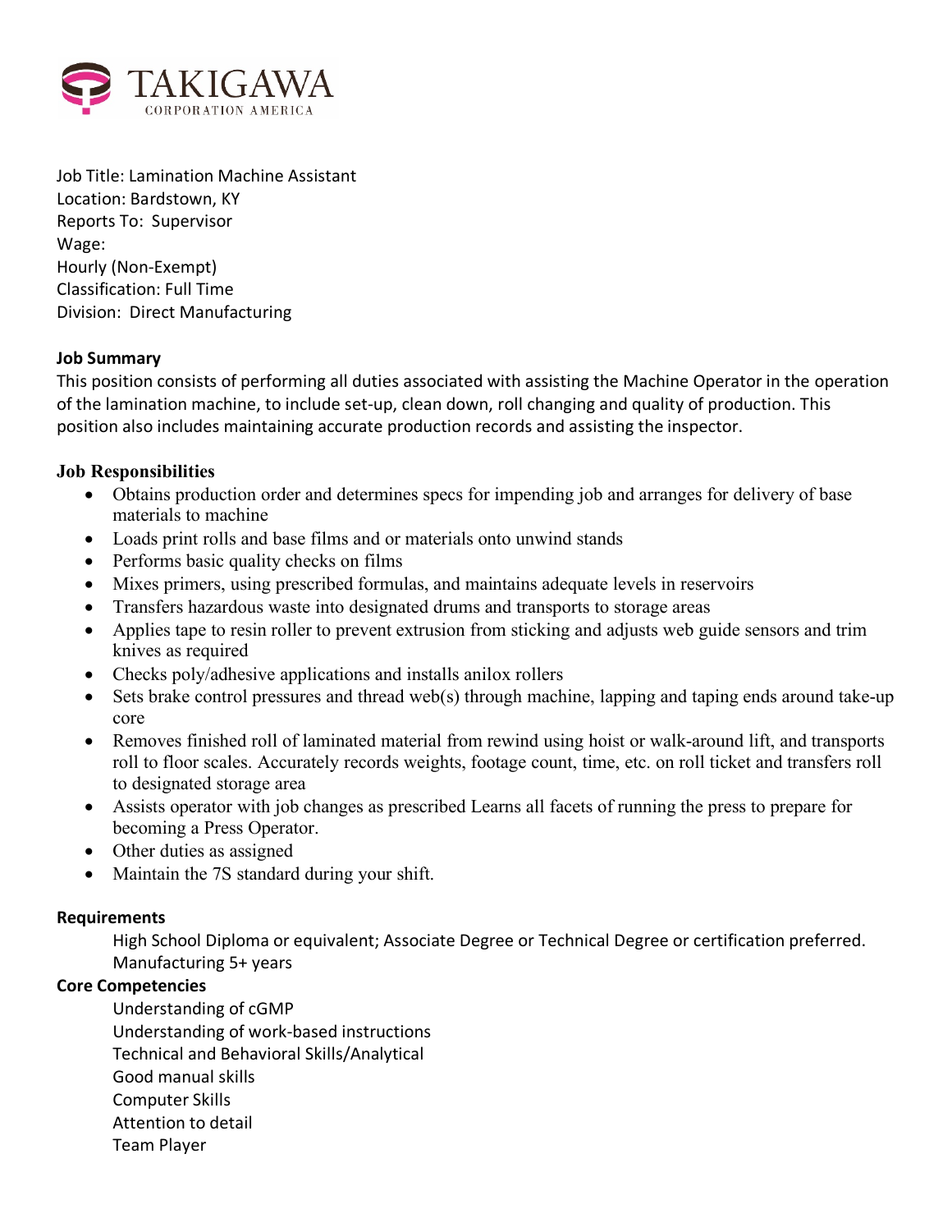TAKIGAWA
CORPORATION AMERICA

Job Title: Lamination Machine Assistant
Location: Bardstown, KY
Reports To: Supervisor
Wage:
Hourly (Non-Exempt)
Classification: Full Time
Division: Direct Manufacturing

**Job Summary**

This position consists of performing all duties associated with assisting the Machine Operator in the operation of the lamination machine, to include set-up, clean down, roll changing and quality of production. This position also includes maintaining accurate production records and assisting the inspector.

**Job Responsibilities**

- Obtains production order and determines specs for impending job and arranges for delivery of base materials to machine
- Loads print rolls and base films and or materials onto unwind stands
- Performs basic quality checks on films
- Mixes primers, using prescribed formulas, and maintains adequate levels in reservoirs
- Transfers hazardous waste into designated drums and transports to storage areas
- Applies tape to resin roller to prevent extrusion from sticking and adjusts web guide sensors and trim knives as required
- Checks poly/adhesive applications and installs anilox rollers
- Sets brake control pressures and thread web(s) through machine, lapping and taping ends around take-up core
- Removes finished roll of laminated material from rewind using hoist or walk-around lift, and transports roll to floor scales. Accurately records weights, footage count, time, etc. on roll ticket and transfers roll to designated storage area
- Assists operator with job changes as prescribed Learns all facets of running the press to prepare for becoming a Press Operator.
- Other duties as assigned
- Maintain the 7S standard during your shift.

**Requirements**

High School Diploma or equivalent; Associate Degree or Technical Degree or certification preferred.
Manufacturing 5+ years

**Core Competencies**

Understanding of cGMP
Understanding of work-based instructions
Technical and Behavioral Skills/Analytical
Good manual skills
Computer Skills
Attention to detail
Team Player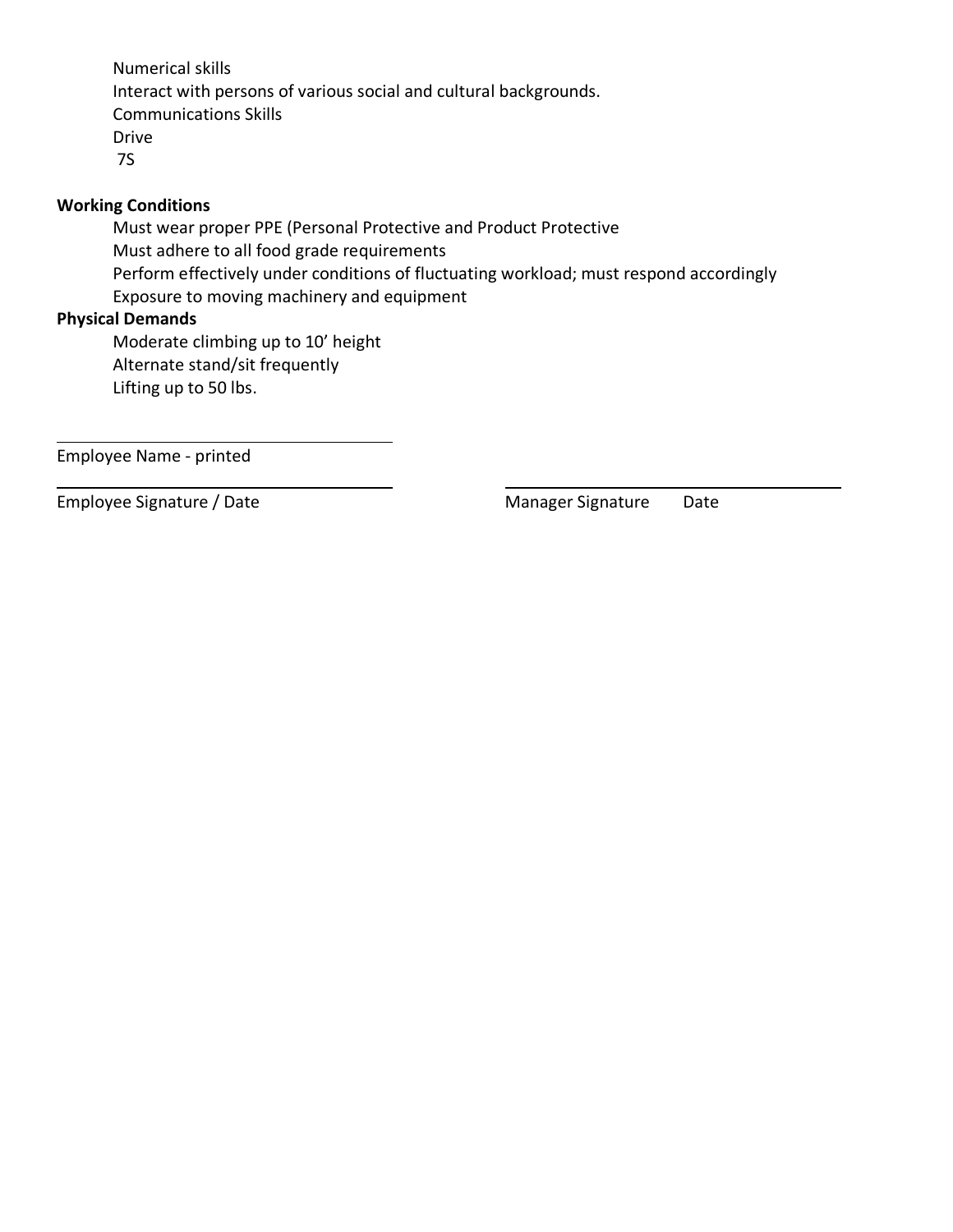Numerical skills
Interact with persons of various social and cultural backgrounds.
Communications Skills
Drive
7S

**Working Conditions**

Must wear proper PPE (Personal Protective and Product Protective
Must adhere to all food grade requirements
Perform effectively under conditions of fluctuating workload; must respond accordingly
Exposure to moving machinery and equipment

**Physical Demands**

Moderate climbing up to 10' height
Alternate stand/sit frequently
Lifting up to 50 lbs.

\_\_\_\_\_\_\_\_\_\_\_\_\_\_\_\_\_\_\_\_\_\_\_\_\_\_\_\_\_\_\_\_\_\_\_\_\_\_\_\_
Employee Name - printed

\_\_\_\_\_\_\_\_\_\_\_\_\_\_\_\_\_\_\_\_\_\_\_\_\_\_\_\_\_\_\_\_\_\_\_\_\_\_\_\_
Employee Signature / Date

\_\_\_\_\_\_\_\_\_\_\_\_\_\_\_\_\_\_\_\_\_\_\_\_\_\_\_\_\_\_\_\_\_\_\_\_\_\_\_\_
Manager Signature Date